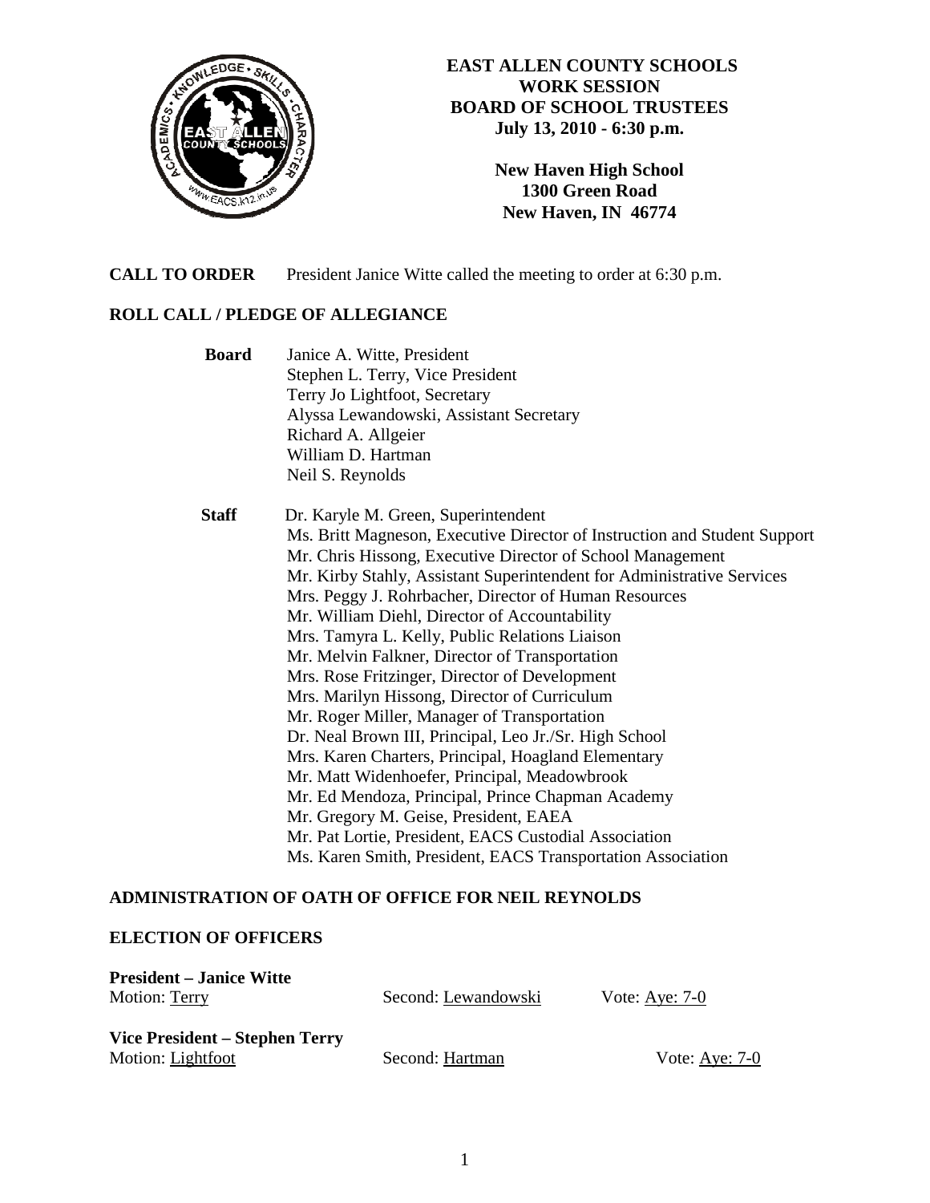# EAST ALLEN COUNTY SCHOOLS
## WORK SESSION
## BOARD OF SCHOOL TRUSTEES
**July 13, 2010 - 6:30 p.m.**

**New Haven High School**
**1300 Green Road**
**New Haven, IN 46774**

**CALL TO ORDER** President Janice Witte called the meeting to order at 6:30 p.m.

## ROLL CALL / PLEDGE OF ALLEGIANCE

**Board**
- Janice A. Witte, President
- Stephen L. Terry, Vice President
- Terry Jo Lightfoot, Secretary
- Alyssa Lewandowski, Assistant Secretary
- Richard A. Allgeier
- William D. Hartman
- Neil S. Reynolds

**Staff**
- Dr. Karyle M. Green, Superintendent
- Ms. Britt Magneson, Executive Director of Instruction and Student Support
- Mr. Chris Hissong, Executive Director of School Management
- Mr. Kirby Stahly, Assistant Superintendent for Administrative Services
- Mrs. Peggy J. Rohrbacher, Director of Human Resources
- Mr. William Diehl, Director of Accountability
- Mrs. Tamyra L. Kelly, Public Relations Liaison
- Mr. Melvin Falkner, Director of Transportation
- Mrs. Rose Fritzinger, Director of Development
- Mrs. Marilyn Hissong, Director of Curriculum
- Mr. Roger Miller, Manager of Transportation
- Dr. Neal Brown III, Principal, Leo Jr./Sr. High School
- Mrs. Karen Charters, Principal, Hoagland Elementary
- Mr. Matt Widenhoefer, Principal, Meadowbrook
- Mr. Ed Mendoza, Principal, Prince Chapman Academy
- Mr. Gregory M. Geise, President, EAEA
- Mr. Pat Lortie, President, EACS Custodial Association
- Ms. Karen Smith, President, EACS Transportation Association

## ADMINISTRATION OF OATH OF OFFICE FOR NEIL REYNOLDS

## ELECTION OF OFFICERS

**President – Janice Witte**
Motion: Terry Second: Lewandowski Vote: Aye: 7-0

**Vice President – Stephen Terry**
Motion: Lightfoot Second: Hartman Vote: Aye: 7-0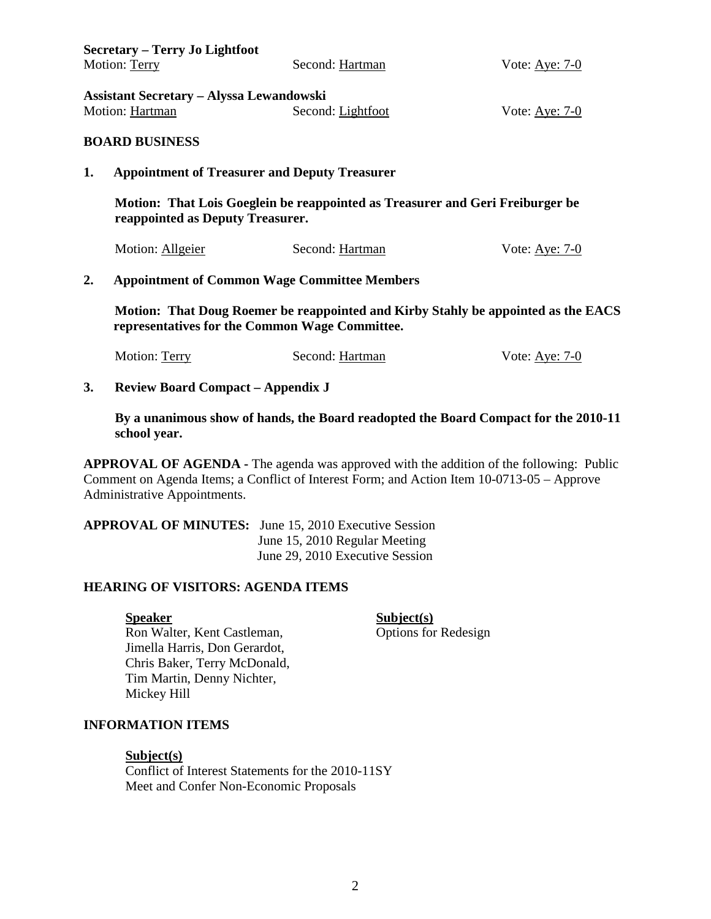**Secretary – Terry Jo Lightfoot**
Motion: Terry Second: Hartman Vote: Aye: 7-0

**Assistant Secretary – Alyssa Lewandowski**
Motion: Hartman Second: Lightfoot Vote: Aye: 7-0

## BOARD BUSINESS

**1. Appointment of Treasurer and Deputy Treasurer**

**Motion: That Lois Goeglein be reappointed as Treasurer and Geri Freiburger be reappointed as Deputy Treasurer.**

Motion: Allgeier Second: Hartman Vote: Aye: 7-0

**2. Appointment of Common Wage Committee Members**

**Motion: That Doug Roemer be reappointed and Kirby Stahly be appointed as the EACS representatives for the Common Wage Committee.**

Motion: Terry Second: Hartman Vote: Aye: 7-0

**3. Review Board Compact – Appendix J**

**By a unanimous show of hands, the Board readopted the Board Compact for the 2010-11 school year.**

**APPROVAL OF AGENDA -** The agenda was approved with the addition of the following: Public Comment on Agenda Items; a Conflict of Interest Form; and Action Item 10-0713-05 – Approve Administrative Appointments.

**APPROVAL OF MINUTES:** June 15, 2010 Executive Session
June 15, 2010 Regular Meeting
June 29, 2010 Executive Session

## HEARING OF VISITORS: AGENDA ITEMS

| Speaker | Subject(s) |
|---|---|
| Ron Walter, Kent Castleman, Jimella Harris, Don Gerardot, Chris Baker, Terry McDonald, Tim Martin, Denny Nichter, Mickey Hill | Options for Redesign |

## INFORMATION ITEMS

**Subject(s)**
Conflict of Interest Statements for the 2010-11SY
Meet and Confer Non-Economic Proposals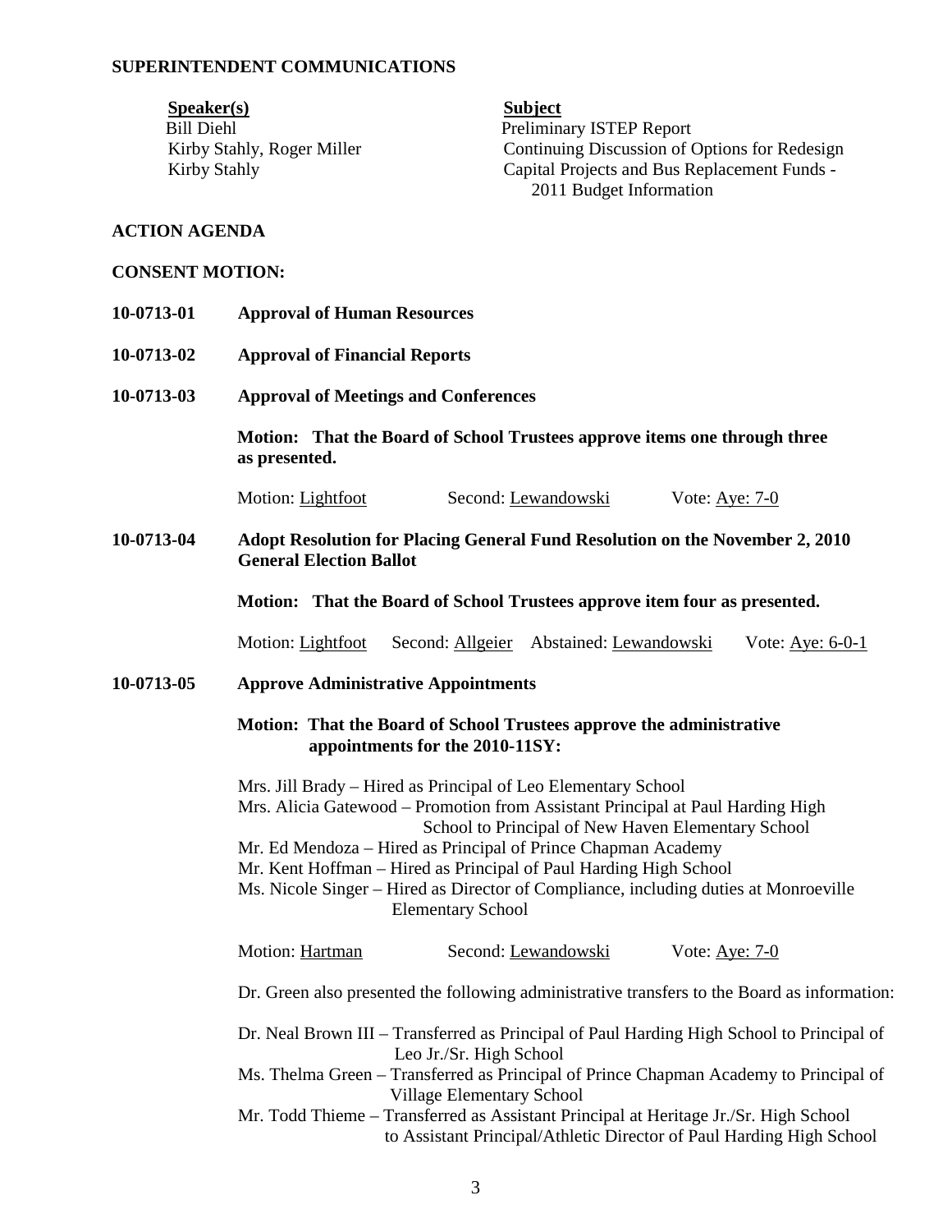## SUPERINTENDENT COMMUNICATIONS

| Speaker(s) | Subject |
|---|---|
| Bill Diehl | Preliminary ISTEP Report |
| Kirby Stahly, Roger Miller | Continuing Discussion of Options for Redesign |
| Kirby Stahly | Capital Projects and Bus Replacement Funds - 2011 Budget Information |

## ACTION AGENDA

### CONSENT MOTION:

**10-0713-01 Approval of Human Resources**

**10-0713-02 Approval of Financial Reports**

**10-0713-03 Approval of Meetings and Conferences**

**Motion: That the Board of School Trustees approve items one through three as presented.**

Motion: Lightfoot Second: Lewandowski Vote: Aye: 7-0

**10-0713-04 Adopt Resolution for Placing General Fund Resolution on the November 2, 2010 General Election Ballot**

**Motion: That the Board of School Trustees approve item four as presented.**

Motion: Lightfoot Second: Allgeier Abstained: Lewandowski Vote: Aye: 6-0-1

**10-0713-05 Approve Administrative Appointments**

**Motion: That the Board of School Trustees approve the administrative appointments for the 2010-11SY:**

Mrs. Jill Brady – Hired as Principal of Leo Elementary School
Mrs. Alicia Gatewood – Promotion from Assistant Principal at Paul Harding High School to Principal of New Haven Elementary School
Mr. Ed Mendoza – Hired as Principal of Prince Chapman Academy
Mr. Kent Hoffman – Hired as Principal of Paul Harding High School
Ms. Nicole Singer – Hired as Director of Compliance, including duties at Monroeville Elementary School

Motion: Hartman Second: Lewandowski Vote: Aye: 7-0

Dr. Green also presented the following administrative transfers to the Board as information:

Dr. Neal Brown III – Transferred as Principal of Paul Harding High School to Principal of Leo Jr./Sr. High School
Ms. Thelma Green – Transferred as Principal of Prince Chapman Academy to Principal of Village Elementary School
Mr. Todd Thieme – Transferred as Assistant Principal at Heritage Jr./Sr. High School to Assistant Principal/Athletic Director of Paul Harding High School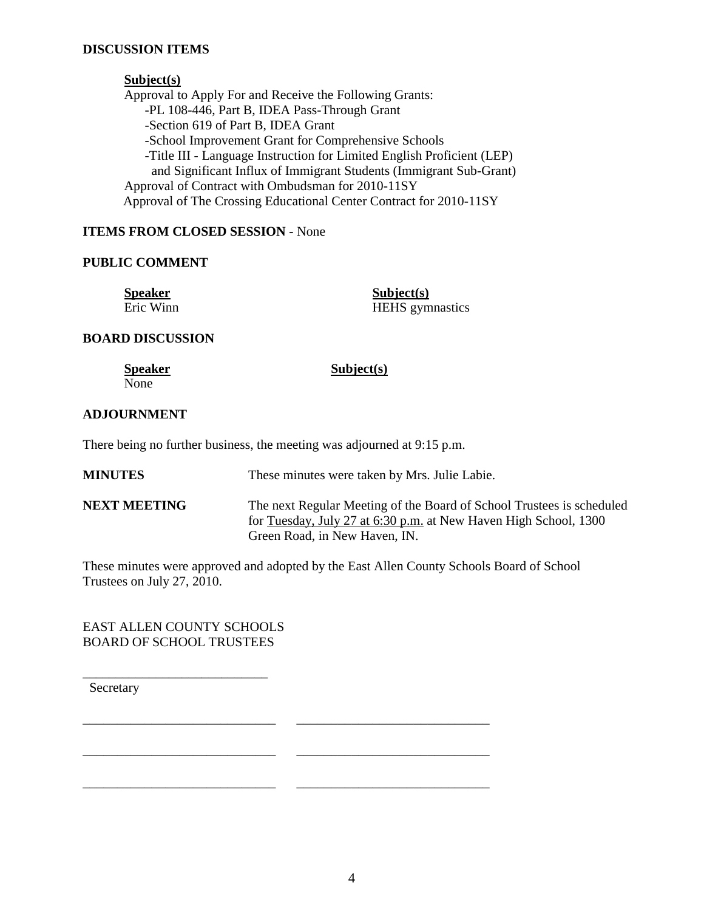**DISCUSSION ITEMS**

**Subject(s)**

Approval to Apply For and Receive the Following Grants:

- PL 108-446, Part B, IDEA Pass-Through Grant
- Section 619 of Part B, IDEA Grant
- School Improvement Grant for Comprehensive Schools
- Title III - Language Instruction for Limited English Proficient (LEP) and Significant Influx of Immigrant Students (Immigrant Sub-Grant)

Approval of Contract with Ombudsman for 2010-11SY

Approval of The Crossing Educational Center Contract for 2010-11SY

**ITEMS FROM CLOSED SESSION** - None

**PUBLIC COMMENT**

| **Speaker** | **Subject(s)** |
|---|---|
| Eric Winn | HEHS gymnastics |

**BOARD DISCUSSION**

| **Speaker** | **Subject(s)** |
|---|---|
| None | |

**ADJOURNMENT**

There being no further business, the meeting was adjourned at 9:15 p.m.

**MINUTES** These minutes were taken by Mrs. Julie Labie.

**NEXT MEETING** The next Regular Meeting of the Board of School Trustees is scheduled for Tuesday, July 27 at 6:30 p.m. at New Haven High School, 1300 Green Road, in New Haven, IN.

These minutes were approved and adopted by the East Allen County Schools Board of School Trustees on July 27, 2010.

EAST ALLEN COUNTY SCHOOLS
BOARD OF SCHOOL TRUSTEES

___________________________
Secretary

_____________________________ _____________________________

_____________________________ _____________________________

_____________________________ _____________________________